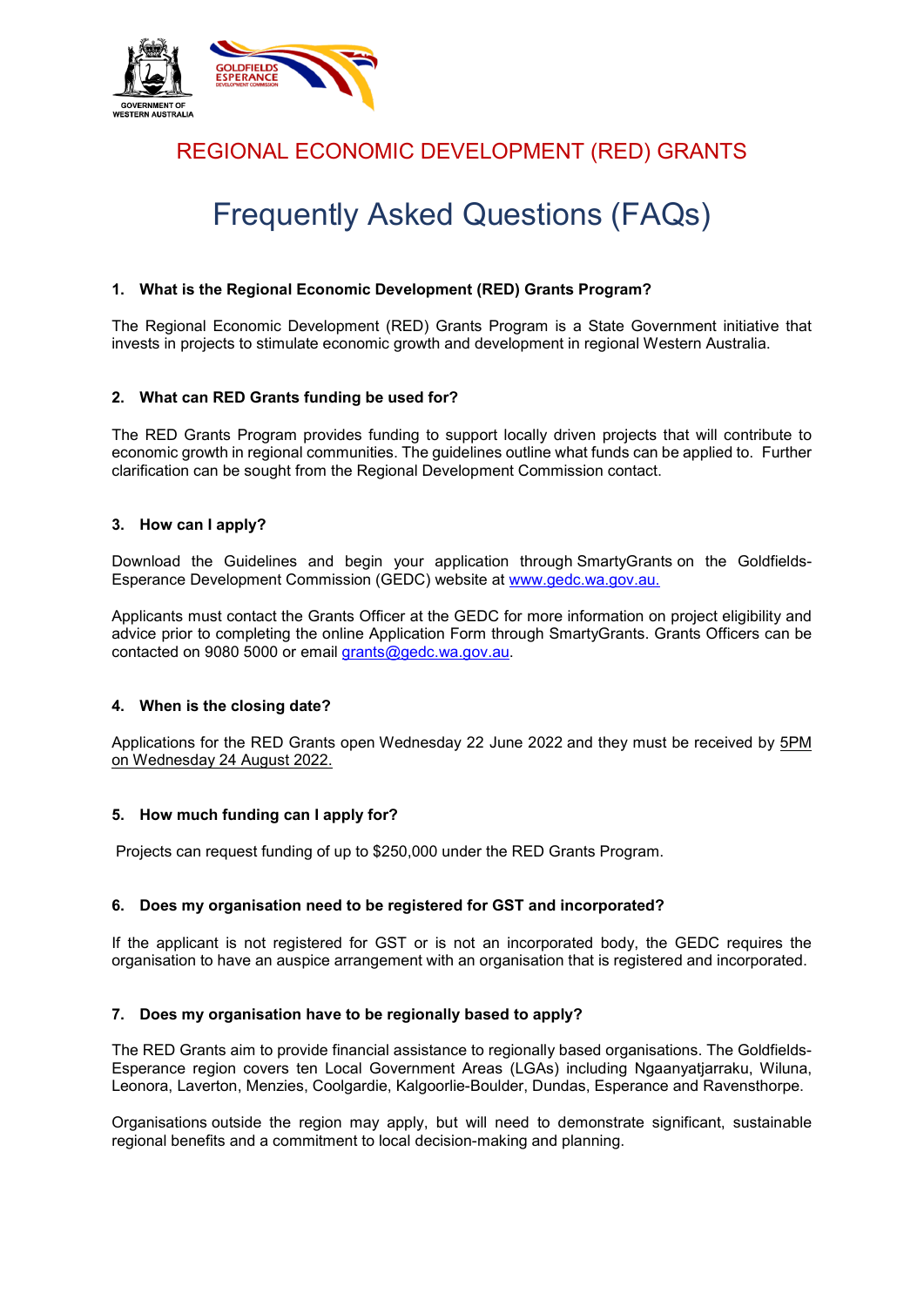GOVERNMENT OF WESTERN AUSTRALIA

GOLDFIELDS ESPERANCE DEVELOPMENT COMMISSION

## REGIONAL ECONOMIC DEVELOPMENT (RED) GRANTS

# Frequently Asked Questions (FAQs)

### 1. What is the Regional Economic Development (RED) Grants Program?

The Regional Economic Development (RED) Grants Program is a State Government initiative that invests in projects to stimulate economic growth and development in regional Western Australia.

### 2. What can RED Grants funding be used for?

The RED Grants Program provides funding to support locally driven projects that will contribute to economic growth in regional communities. The guidelines outline what funds can be applied to. Further clarification can be sought from the Regional Development Commission contact.

### 3. How can I apply?

Download the Guidelines and begin your application through SmartyGrants on the Goldfields-Esperance Development Commission (GEDC) website at [www.gedc.wa.gov.au.](http://www.gedc.wa.gov.au)

Applicants must contact the Grants Officer at the GEDC for more information on project eligibility and advice prior to completing the online Application Form through SmartyGrants. Grants Officers can be contacted on 9080 5000 or email [grants@gedc.wa.gov.au](mailto:grants@gedc.wa.gov.au).

### 4. When is the closing date?

Applications for the RED Grants open Wednesday 22 June 2022 and they must be received by 5PM on Wednesday 24 August 2022.

### 5. How much funding can I apply for?

Projects can request funding of up to $250,000 under the RED Grants Program.

### 6. Does my organisation need to be registered for GST and incorporated?

If the applicant is not registered for GST or is not an incorporated body, the GEDC requires the organisation to have an auspice arrangement with an organisation that is registered and incorporated.

### 7. Does my organisation have to be regionally based to apply?

The RED Grants aim to provide financial assistance to regionally based organisations. The Goldfields-Esperance region covers ten Local Government Areas (LGAs) including Ngaanyatjarraku, Wiluna, Leonora, Laverton, Menzies, Coolgardie, Kalgoorlie-Boulder, Dundas, Esperance and Ravensthorpe.

Organisations outside the region may apply, but will need to demonstrate significant, sustainable regional benefits and a commitment to local decision-making and planning.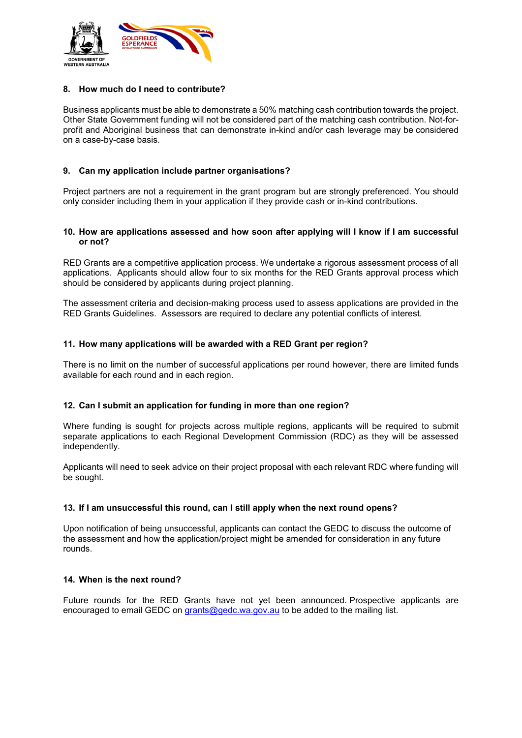### 8. How much do I need to contribute?

Business applicants must be able to demonstrate a 50% matching cash contribution towards the project. Other State Government funding will not be considered part of the matching cash contribution. Not-for-profit and Aboriginal business that can demonstrate in-kind and/or cash leverage may be considered on a case-by-case basis.

### 9. Can my application include partner organisations?

Project partners are not a requirement in the grant program but are strongly preferenced. You should only consider including them in your application if they provide cash or in-kind contributions.

### 10. How are applications assessed and how soon after applying will I know if I am successful or not?

RED Grants are a competitive application process. We undertake a rigorous assessment process of all applications. Applicants should allow four to six months for the RED Grants approval process which should be considered by applicants during project planning.

The assessment criteria and decision-making process used to assess applications are provided in the RED Grants Guidelines. Assessors are required to declare any potential conflicts of interest.

### 11. How many applications will be awarded with a RED Grant per region?

There is no limit on the number of successful applications per round however, there are limited funds available for each round and in each region.

### 12. Can I submit an application for funding in more than one region?

Where funding is sought for projects across multiple regions, applicants will be required to submit separate applications to each Regional Development Commission (RDC) as they will be assessed independently.

Applicants will need to seek advice on their project proposal with each relevant RDC where funding will be sought.

### 13. If I am unsuccessful this round, can I still apply when the next round opens?

Upon notification of being unsuccessful, applicants can contact the GEDC to discuss the outcome of the assessment and how the application/project might be amended for consideration in any future rounds.

### 14. When is the next round?

Future rounds for the RED Grants have not yet been announced. Prospective applicants are encouraged to email GEDC on grants@gedc.wa.gov.au to be added to the mailing list.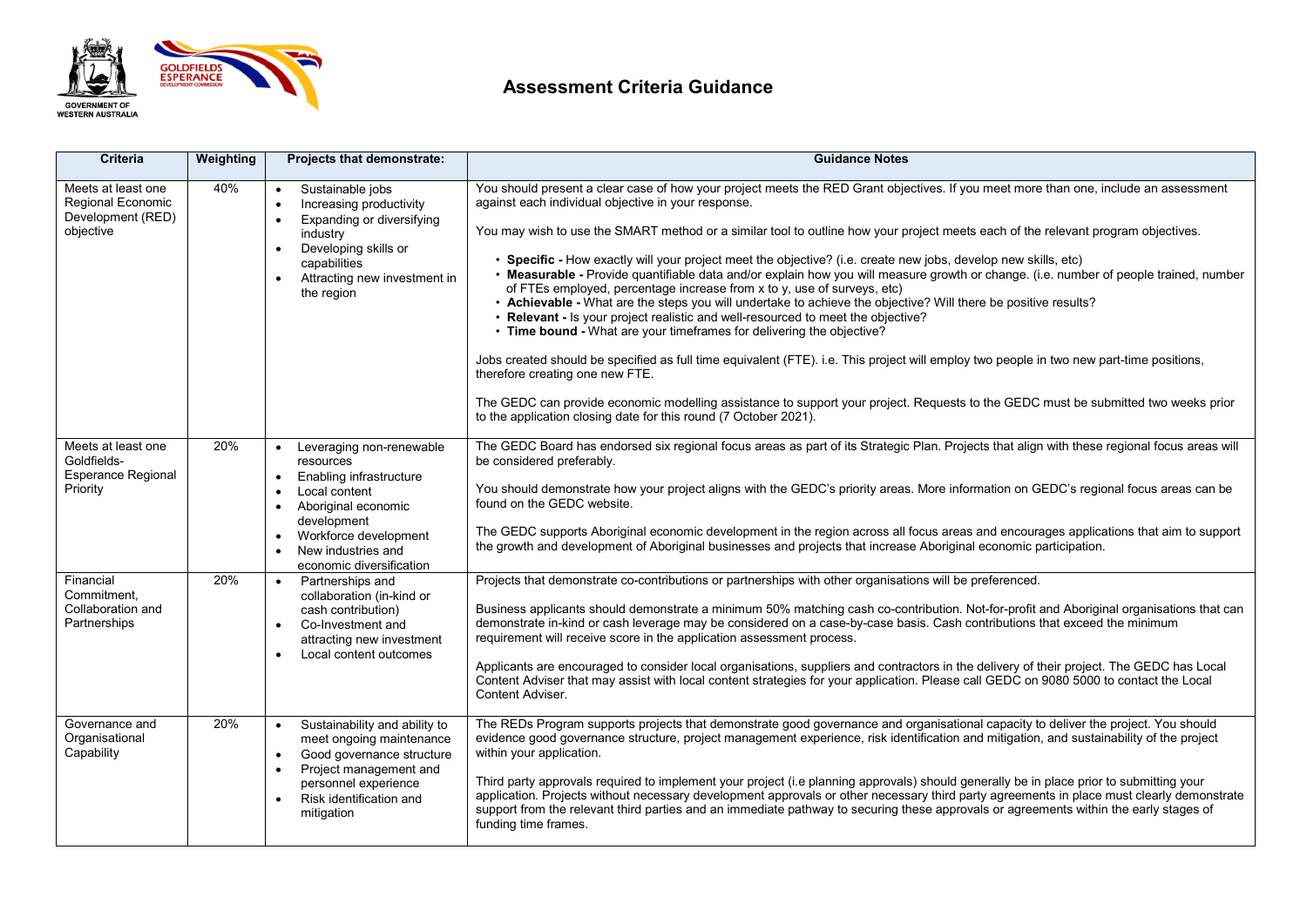# Assessment Criteria Guidance

| Criteria | Weighting | Projects that demonstrate: | Guidance Notes |
|---|---|---|---|
| Meets at least one Regional Economic Development (RED) objective | 40% | • Sustainable jobs<br>• Increasing productivity<br>• Expanding or diversifying industry<br>• Developing skills or capabilities<br>• Attracting new investment in the region | You should present a clear case of how your project meets the RED Grant objectives. If you meet more than one, include an assessment against each individual objective in your response.<br><br>You may wish to use the SMART method or a similar tool to outline how your project meets each of the relevant program objectives.<br><br>• **Specific -** How exactly will your project meet the objective? (i.e. create new jobs, develop new skills, etc)<br>• **Measurable -** Provide quantifiable data and/or explain how you will measure growth or change. (i.e. number of people trained, number of FTEs employed, percentage increase from x to y, use of surveys, etc)<br>• **Achievable -** What are the steps you will undertake to achieve the objective? Will there be positive results?<br>• **Relevant -** Is your project realistic and well-resourced to meet the objective?<br>• **Time bound -** What are your timeframes for delivering the objective?<br><br>Jobs created should be specified as full time equivalent (FTE). i.e. This project will employ two people in two new part-time positions, therefore creating one new FTE.<br><br>The GEDC can provide economic modelling assistance to support your project. Requests to the GEDC must be submitted two weeks prior to the application closing date for this round (7 October 2021). |
| Meets at least one Goldfields-Esperance Regional Priority | 20% | • Leveraging non-renewable resources<br>• Enabling infrastructure<br>• Local content<br>• Aboriginal economic development<br>• Workforce development<br>• New industries and economic diversification | The GEDC Board has endorsed six regional focus areas as part of its Strategic Plan. Projects that align with these regional focus areas will be considered preferably.<br><br>You should demonstrate how your project aligns with the GEDC's priority areas. More information on GEDC's regional focus areas can be found on the GEDC website.<br><br>The GEDC supports Aboriginal economic development in the region across all focus areas and encourages applications that aim to support the growth and development of Aboriginal businesses and projects that increase Aboriginal economic participation. |
| Financial Commitment, Collaboration and Partnerships | 20% | • Partnerships and collaboration (in-kind or cash contribution)<br>• Co-Investment and attracting new investment<br>• Local content outcomes | Projects that demonstrate co-contributions or partnerships with other organisations will be preferenced.<br><br>Business applicants should demonstrate a minimum 50% matching cash co-contribution. Not-for-profit and Aboriginal organisations that can demonstrate in-kind or cash leverage may be considered on a case-by-case basis. Cash contributions that exceed the minimum requirement will receive score in the application assessment process.<br><br>Applicants are encouraged to consider local organisations, suppliers and contractors in the delivery of their project. The GEDC has Local Content Adviser that may assist with local content strategies for your application. Please call GEDC on 9080 5000 to contact the Local Content Adviser. |
| Governance and Organisational Capability | 20% | • Sustainability and ability to meet ongoing maintenance<br>• Good governance structure<br>• Project management and personnel experience<br>• Risk identification and mitigation | The REDs Program supports projects that demonstrate good governance and organisational capacity to deliver the project. You should evidence good governance structure, project management experience, risk identification and mitigation, and sustainability of the project within your application.<br><br>Third party approvals required to implement your project (i.e planning approvals) should generally be in place prior to submitting your application. Projects without necessary development approvals or other necessary third party agreements in place must clearly demonstrate support from the relevant third parties and an immediate pathway to securing these approvals or agreements within the early stages of funding time frames. |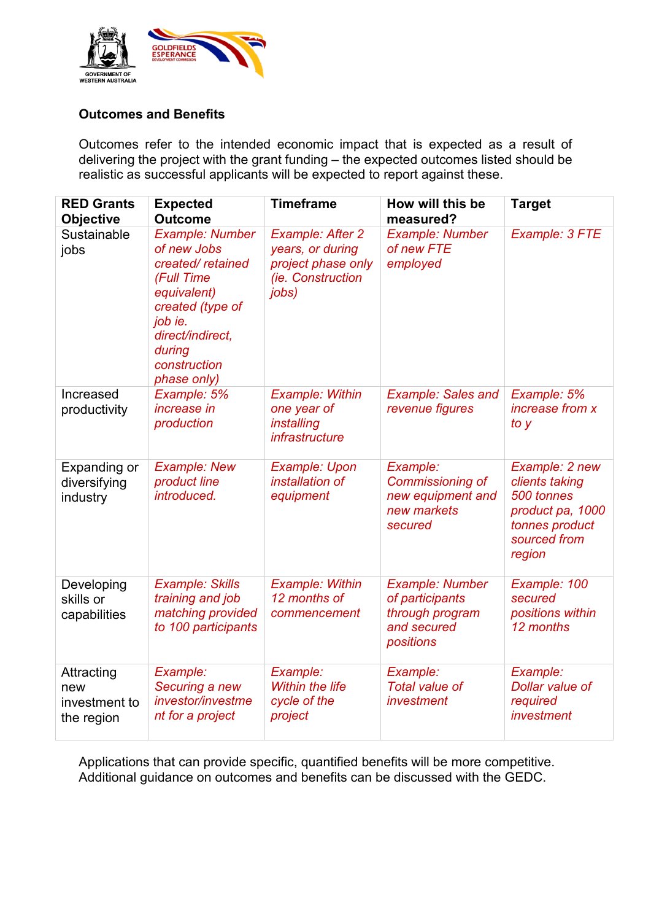**Outcomes and Benefits**

Outcomes refer to the intended economic impact that is expected as a result of delivering the project with the grant funding – the expected outcomes listed should be realistic as successful applicants will be expected to report against these.

| RED Grants Objective | Expected Outcome | Timeframe | How will this be measured? | Target |
|---|---|---|---|---|
| Sustainable jobs | *Example: Number of new Jobs created/ retained (Full Time equivalent) created (type of job ie. direct/indirect, during construction phase only)* | *Example: After 2 years, or during project phase only (ie. Construction jobs)* | *Example: Number of new FTE employed* | *Example: 3 FTE* |
| Increased productivity | *Example: 5% increase in production* | *Example: Within one year of installing infrastructure* | *Example: Sales and revenue figures* | *Example: 5% increase from x to y* |
| Expanding or diversifying industry | *Example: New product line introduced.* | *Example: Upon installation of equipment* | *Example: Commissioning of new equipment and new markets secured* | *Example: 2 new clients taking 500 tonnes product pa, 1000 tonnes product sourced from region* |
| Developing skills or capabilities | *Example: Skills training and job matching provided to 100 participants* | *Example: Within 12 months of commencement* | *Example: Number of participants through program and secured positions* | *Example: 100 secured positions within 12 months* |
| Attracting new investment to the region | *Example: Securing a new investor/investment for a project* | *Example: Within the life cycle of the project* | *Example: Total value of investment* | *Example: Dollar value of required investment* |

Applications that can provide specific, quantified benefits will be more competitive. Additional guidance on outcomes and benefits can be discussed with the GEDC.